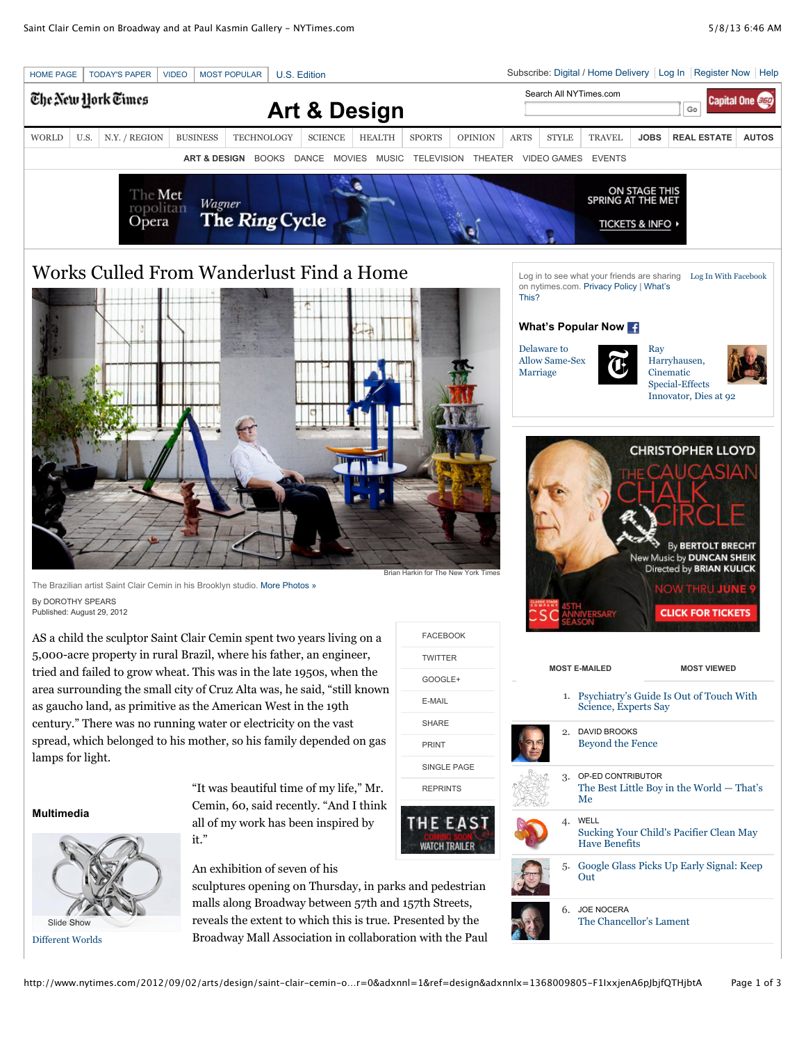# Works Culled From Wanderlust Find a Home

The Brazilian artist Saint Clair Cemin in his Brooklyn studio. More Photos »

Brian Harkin for The New York Times

By DOROTHY SPEARS

Published: August 29, 2012

AS a child the sculptor Saint Clair Cemin spent two years living on a 5,000-acre property in rural Brazil, where his father, an engineer, tried and failed to grow wheat. This was in the late 1950s, when the area surrounding the small city of Cruz Alta was, he said, "still known as gaucho land, as primitive as the American West in the 19th century." There was no running water or electricity on the vast spread, which belonged to his mother, so his family depended on gas lamps for light.

"It was beautiful time of my life," Mr. Cemin, 60, said recently. "And I think all of my work has been inspired by it."

An exhibition of seven of his sculptures opening on Thursday, in parks and pedestrian malls along Broadway between 57th and 157th Streets, reveals the extent to which this is true. Presented by the Broadway Mall Association in collaboration with the Paul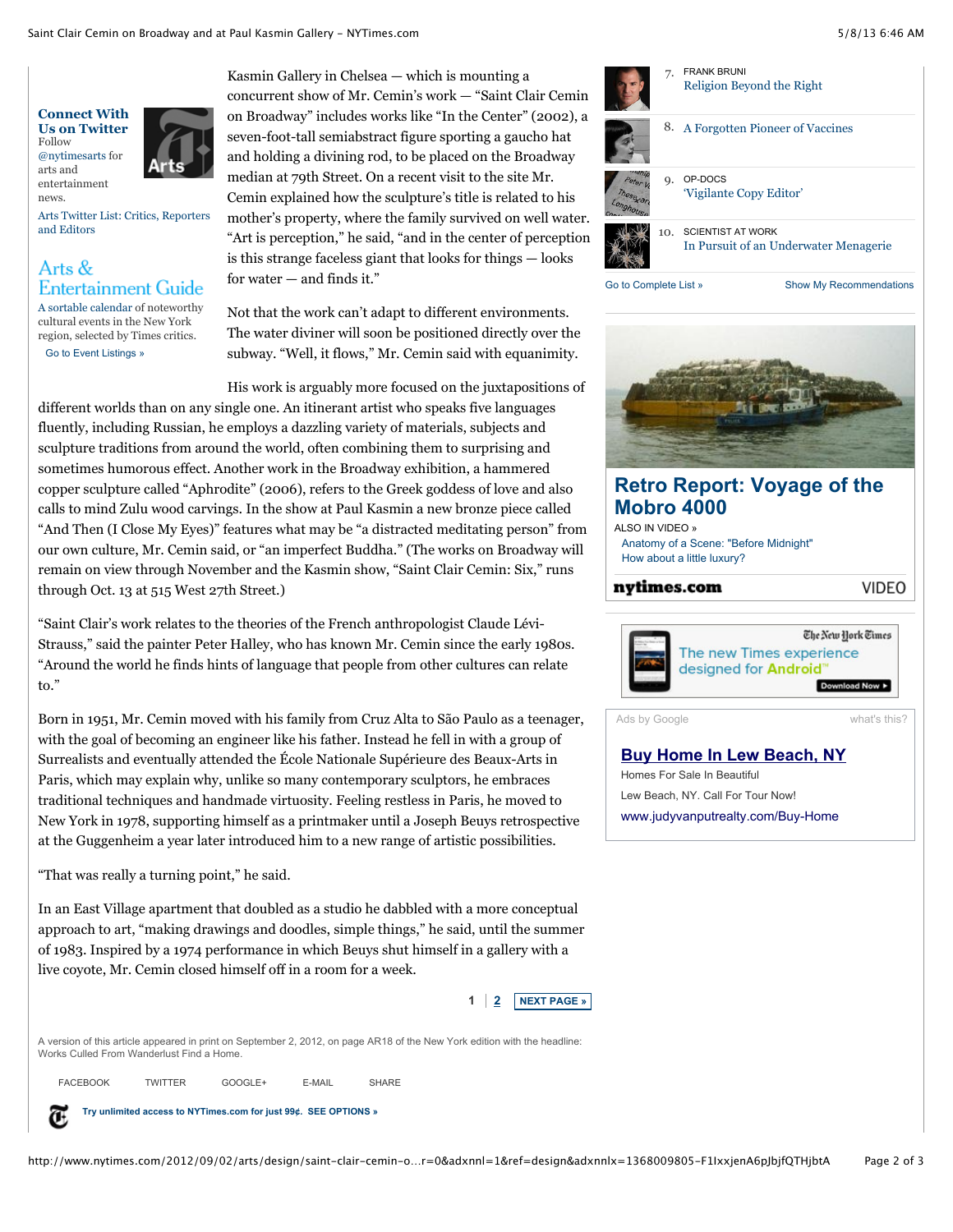Kasmin Gallery in Chelsea — which is mounting a concurrent show of Mr. Cemin's work — "Saint Clair Cemin on Broadway" includes works like "In the Center" (2002), a seven-foot-tall semiabstract figure sporting a gaucho hat and holding a divining rod, to be placed on the Broadway median at 79th Street. On a recent visit to the site Mr. Cemin explained how the sculpture's title is related to his mother's property, where the family survived on well water. "Art is perception," he said, "and in the center of perception is this strange faceless giant that looks for things — looks for water — and finds it."

Not that the work can't adapt to different environments. The water diviner will soon be positioned directly over the subway. "Well, it flows," Mr. Cemin said with equanimity.

His work is arguably more focused on the juxtapositions of different worlds than on any single one. An itinerant artist who speaks five languages fluently, including Russian, he employs a dazzling variety of materials, subjects and sculpture traditions from around the world, often combining them to surprising and sometimes humorous effect. Another work in the Broadway exhibition, a hammered copper sculpture called "Aphrodite" (2006), refers to the Greek goddess of love and also calls to mind Zulu wood carvings. In the show at Paul Kasmin a new bronze piece called "And Then (I Close My Eyes)" features what may be "a distracted meditating person" from our own culture, Mr. Cemin said, or "an imperfect Buddha." (The works on Broadway will remain on view through November and the Kasmin show, "Saint Clair Cemin: Six," runs through Oct. 13 at 515 West 27th Street.)

"Saint Clair's work relates to the theories of the French anthropologist Claude Lévi-Strauss," said the painter Peter Halley, who has known Mr. Cemin since the early 1980s. "Around the world he finds hints of language that people from other cultures can relate to."

Born in 1951, Mr. Cemin moved with his family from Cruz Alta to São Paulo as a teenager, with the goal of becoming an engineer like his father. Instead he fell in with a group of Surrealists and eventually attended the École Nationale Supérieure des Beaux-Arts in Paris, which may explain why, unlike so many contemporary sculptors, he embraces traditional techniques and handmade virtuosity. Feeling restless in Paris, he moved to New York in 1978, supporting himself as a printmaker until a Joseph Beuys retrospective at the Guggenheim a year later introduced him to a new range of artistic possibilities.

"That was really a turning point," he said.

In an East Village apartment that doubled as a studio he dabbled with a more conceptual approach to art, "making drawings and doodles, simple things," he said, until the summer of 1983. Inspired by a 1974 performance in which Beuys shut himself in a gallery with a live coyote, Mr. Cemin closed himself off in a room for a week.

A version of this article appeared in print on September 2, 2012, on page AR18 of the New York edition with the headline: Works Culled From Wanderlust Find a Home.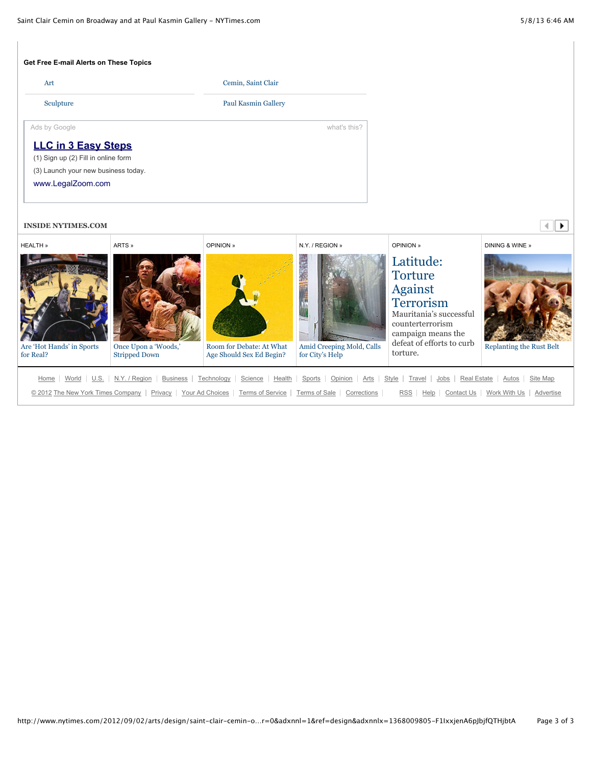**Get Free E-mail Alerts on These Topics**

- Art
- Cemin, Saint Clair
- Sculpture
- Paul Kasmin Gallery

Ads by Google | what's this?

**LLC in 3 Easy Steps**

(1) Sign up (2) Fill in online form

(3) Launch your new business today.

www.LegalZoom.com

**INSIDE NYTIMES.COM**

HEALTH »

Are 'Hot Hands' in Sports for Real?

ARTS »

Once Upon a 'Woods,' Stripped Down

OPINION »

Room for Debate: At What Age Should Sex Ed Begin?

N.Y. / REGION »

Amid Creeping Mold, Calls for City's Help

OPINION »

## Latitude: Torture Against Terrorism

Mauritania's successful counterterrorism campaign means the defeat of efforts to curb torture.

DINING & WINE »

Replanting the Rust Belt

Home | World | U.S. | N.Y. / Region | Business | Technology | Science | Health | Sports | Opinion | Arts | Style | Travel | Jobs | Real Estate | Autos | Site Map

© 2012 The New York Times Company | Privacy | Your Ad Choices | Terms of Service | Terms of Sale | Corrections | RSS | Help | Contact Us | Work With Us | Advertise